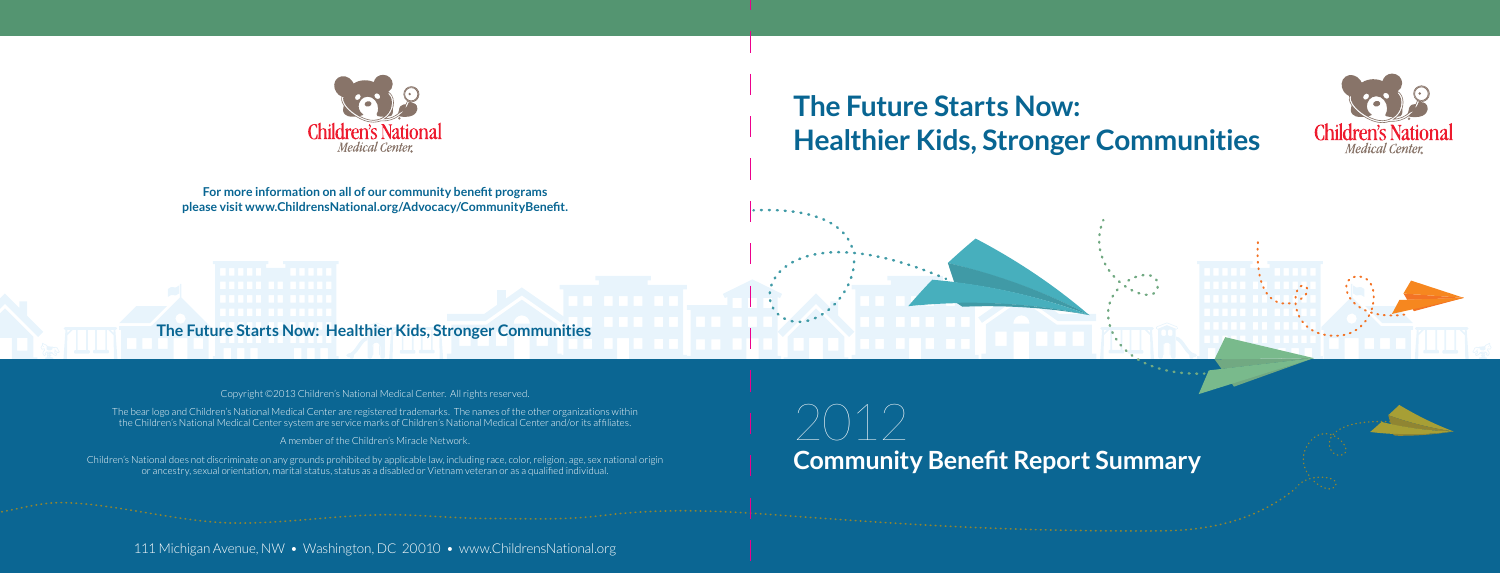Children's National Medical Center

**For more information on all of our community benefit programs please visit www.ChildrensNational.org/Advocacy/CommunityBenefit.**

**The Future Starts Now: Healthier Kids, Stronger Communities**

Copyright ©2013 Children's National Medical Center. All rights reserved.

The bear logo and Children's National Medical Center are registered trademarks. The names of the other organizations within the Children's National Medical Center system are service marks of Children's National Medical Center and/or its affiliates.

A member of the Children's Miracle Network.

Children's National does not discriminate on any grounds prohibited by applicable law, including race, color, religion, age, sex national origin or ancestry, sexual orientation, marital status, status as a disabled or Vietnam veteran or as a qualified individual.

111 Michigan Avenue, NW • Washington, DC 20010 • www.ChildrensNational.org

# The Future Starts Now: Healthier Kids, Stronger Communities

Children's National Medical Center

2012

## Community Benefit Report Summary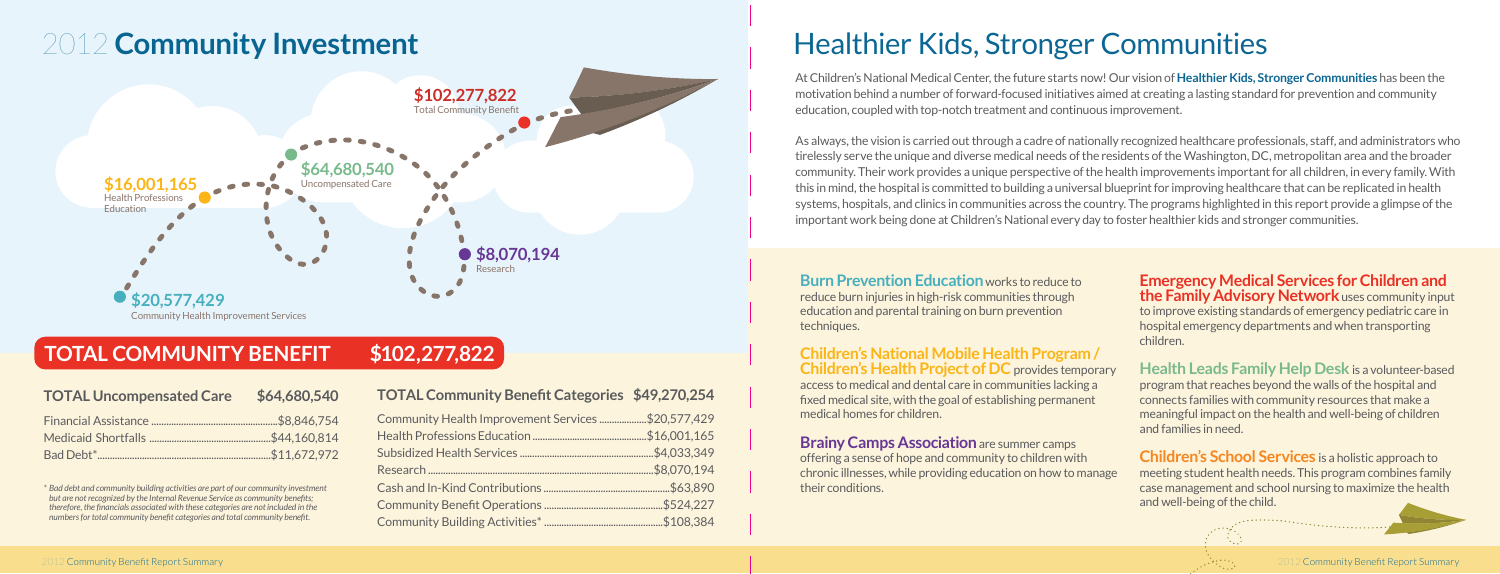# 2012 **Community Investment**

$102,277,822
Total Community Benefit

$64,680,540
Uncompensated Care

$16,001,165
Health Professions Education

$8,070,194
Research

$20,577,429
Community Health Improvement Services

## TOTAL COMMUNITY BENEFIT $102,277,822

| TOTAL Uncompensated Care | $64,680,540 |
|---|---|
| Financial Assistance | $8,846,754 |
| Medicaid Shortfalls | $44,160,814 |
| Bad Debt* | $11,672,972 |

*\* Bad debt and community building activities are part of our community investment but are not recognized by the Internal Revenue Service as community benefits; therefore, the financials associated with these categories are not included in the numbers for total community benefit categories and total community benefit.*

| TOTAL Community Benefit Categories | $49,270,254 |
|---|---|
| Community Health Improvement Services | $20,577,429 |
| Health Professions Education | $16,001,165 |
| Subsidized Health Services | $4,033,349 |
| Research | $8,070,194 |
| Cash and In-Kind Contributions | $63,890 |
| Community Benefit Operations | $524,227 |
| Community Building Activities* | $108,384 |

# Healthier Kids, Stronger Communities

At Children's National Medical Center, the future starts now! Our vision of **Healthier Kids, Stronger Communities** has been the motivation behind a number of forward-focused initiatives aimed at creating a lasting standard for prevention and community education, coupled with top-notch treatment and continuous improvement.

As always, the vision is carried out through a cadre of nationally recognized healthcare professionals, staff, and administrators who tirelessly serve the unique and diverse medical needs of the residents of the Washington, DC, metropolitan area and the broader community. Their work provides a unique perspective of the health improvements important for all children, in every family. With this in mind, the hospital is committed to building a universal blueprint for improving healthcare that can be replicated in health systems, hospitals, and clinics in communities across the country. The programs highlighted in this report provide a glimpse of the important work being done at Children's National every day to foster healthier kids and stronger communities.

**Burn Prevention Education** works to reduce to reduce burn injuries in high-risk communities through education and parental training on burn prevention techniques.

**Children's National Mobile Health Program / Children's Health Project of DC** provides temporary access to medical and dental care in communities lacking a fixed medical site, with the goal of establishing permanent medical homes for children.

**Brainy Camps Association** are summer camps offering a sense of hope and community to children with chronic illnesses, while providing education on how to manage their conditions.

**Emergency Medical Services for Children and the Family Advisory Network** uses community input to improve existing standards of emergency pediatric care in hospital emergency departments and when transporting children.

**Health Leads Family Help Desk** is a volunteer-based program that reaches beyond the walls of the hospital and connects families with community resources that make a meaningful impact on the health and well-being of children and families in need.

**Children's School Services** is a holistic approach to meeting student health needs. This program combines family case management and school nursing to maximize the health and well-being of the child.